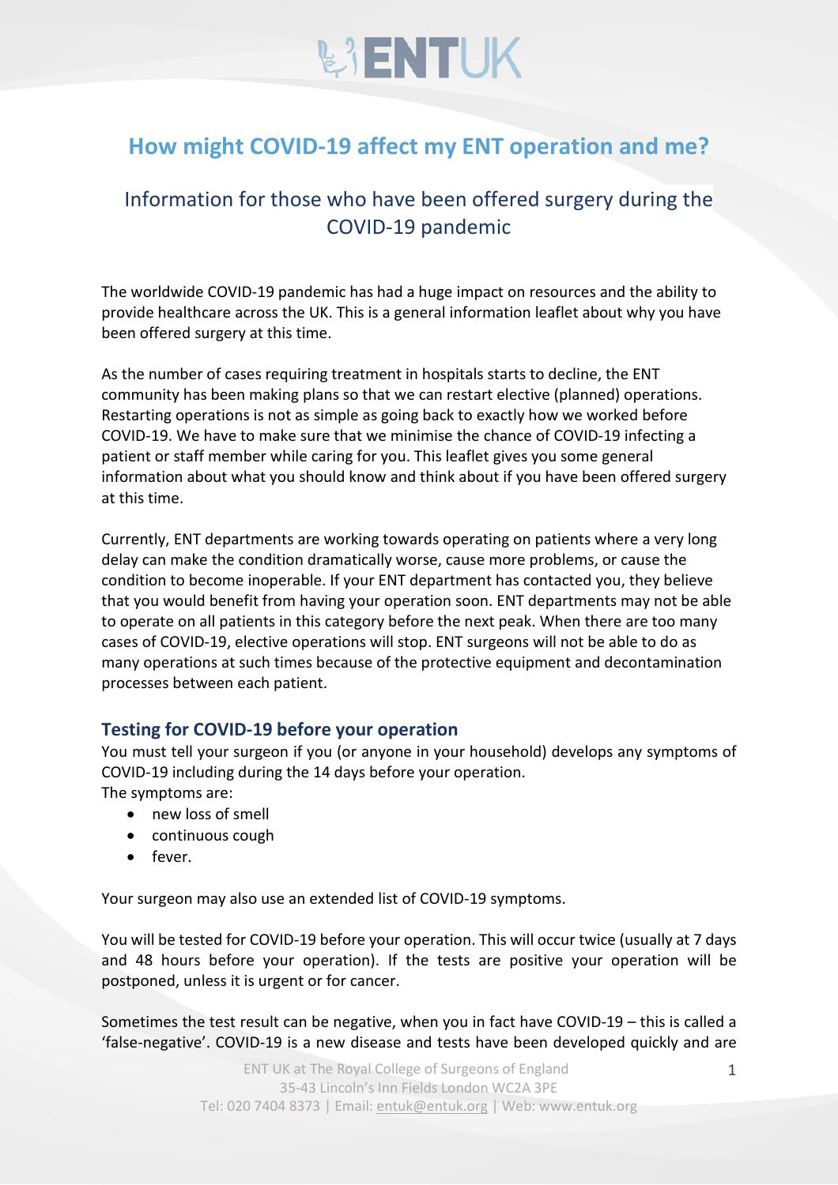# How might COVID-19 affect my ENT operation and me?

## Information for those who have been offered surgery during the COVID-19 pandemic

The worldwide COVID-19 pandemic has had a huge impact on resources and the ability to provide healthcare across the UK. This is a general information leaflet about why you have been offered surgery at this time.

As the number of cases requiring treatment in hospitals starts to decline, the ENT community has been making plans so that we can restart elective (planned) operations. Restarting operations is not as simple as going back to exactly how we worked before COVID-19. We have to make sure that we minimise the chance of COVID-19 infecting a patient or staff member while caring for you. This leaflet gives you some general information about what you should know and think about if you have been offered surgery at this time.

Currently, ENT departments are working towards operating on patients where a very long delay can make the condition dramatically worse, cause more problems, or cause the condition to become inoperable. If your ENT department has contacted you, they believe that you would benefit from having your operation soon. ENT departments may not be able to operate on all patients in this category before the next peak. When there are too many cases of COVID-19, elective operations will stop. ENT surgeons will not be able to do as many operations at such times because of the protective equipment and decontamination processes between each patient.

### Testing for COVID-19 before your operation

You must tell your surgeon if you (or anyone in your household) develops any symptoms of COVID-19 including during the 14 days before your operation.
The symptoms are:

- new loss of smell
- continuous cough
- fever.

Your surgeon may also use an extended list of COVID-19 symptoms.

You will be tested for COVID-19 before your operation. This will occur twice (usually at 7 days and 48 hours before your operation). If the tests are positive your operation will be postponed, unless it is urgent or for cancer.

Sometimes the test result can be negative, when you in fact have COVID-19 – this is called a 'false-negative'. COVID-19 is a new disease and tests have been developed quickly and are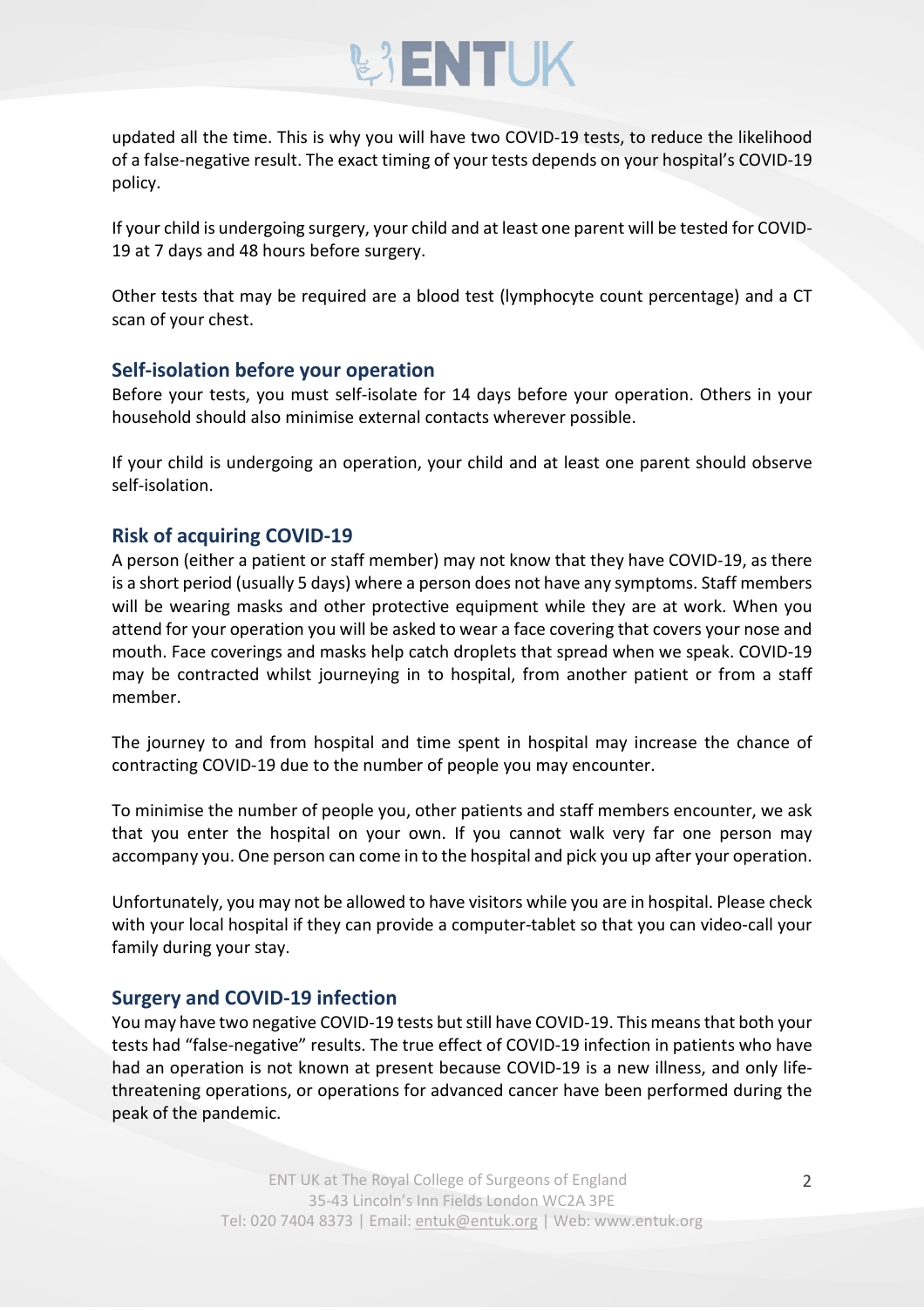updated all the time. This is why you will have two COVID-19 tests, to reduce the likelihood of a false-negative result. The exact timing of your tests depends on your hospital's COVID-19 policy.

If your child is undergoing surgery, your child and at least one parent will be tested for COVID-19 at 7 days and 48 hours before surgery.

Other tests that may be required are a blood test (lymphocyte count percentage) and a CT scan of your chest.

## Self-isolation before your operation

Before your tests, you must self-isolate for 14 days before your operation. Others in your household should also minimise external contacts wherever possible.

If your child is undergoing an operation, your child and at least one parent should observe self-isolation.

## Risk of acquiring COVID-19

A person (either a patient or staff member) may not know that they have COVID-19, as there is a short period (usually 5 days) where a person does not have any symptoms. Staff members will be wearing masks and other protective equipment while they are at work. When you attend for your operation you will be asked to wear a face covering that covers your nose and mouth. Face coverings and masks help catch droplets that spread when we speak. COVID-19 may be contracted whilst journeying in to hospital, from another patient or from a staff member.

The journey to and from hospital and time spent in hospital may increase the chance of contracting COVID-19 due to the number of people you may encounter.

To minimise the number of people you, other patients and staff members encounter, we ask that you enter the hospital on your own. If you cannot walk very far one person may accompany you. One person can come in to the hospital and pick you up after your operation.

Unfortunately, you may not be allowed to have visitors while you are in hospital. Please check with your local hospital if they can provide a computer-tablet so that you can video-call your family during your stay.

## Surgery and COVID-19 infection

You may have two negative COVID-19 tests but still have COVID-19. This means that both your tests had "false-negative" results. The true effect of COVID-19 infection in patients who have had an operation is not known at present because COVID-19 is a new illness, and only life-threatening operations, or operations for advanced cancer have been performed during the peak of the pandemic.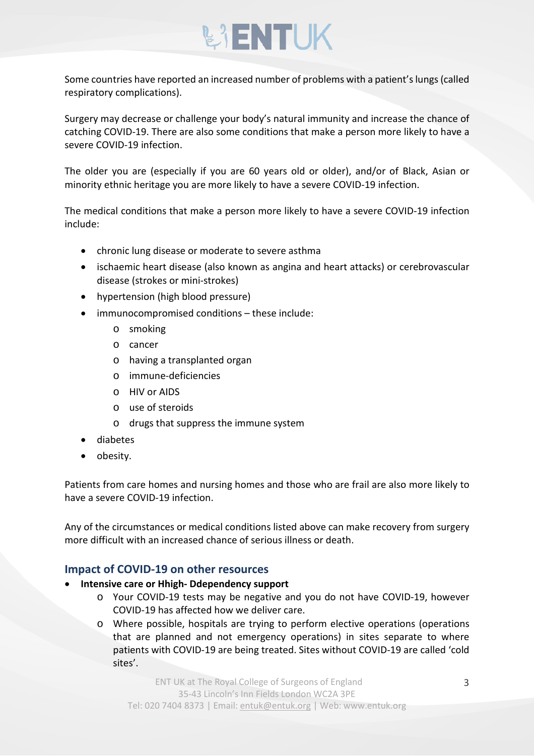Some countries have reported an increased number of problems with a patient's lungs (called respiratory complications).

Surgery may decrease or challenge your body's natural immunity and increase the chance of catching COVID-19. There are also some conditions that make a person more likely to have a severe COVID-19 infection.

The older you are (especially if you are 60 years old or older), and/or of Black, Asian or minority ethnic heritage you are more likely to have a severe COVID-19 infection.

The medical conditions that make a person more likely to have a severe COVID-19 infection include:

- chronic lung disease or moderate to severe asthma
- ischaemic heart disease (also known as angina and heart attacks) or cerebrovascular disease (strokes or mini-strokes)
- hypertension (high blood pressure)
- immunocompromised conditions – these include:
    - smoking
    - cancer
    - having a transplanted organ
    - immune-deficiencies
    - HIV or AIDS
    - use of steroids
    - drugs that suppress the immune system
- diabetes
- obesity.

Patients from care homes and nursing homes and those who are frail are also more likely to have a severe COVID-19 infection.

Any of the circumstances or medical conditions listed above can make recovery from surgery more difficult with an increased chance of serious illness or death.

## Impact of COVID-19 on other resources

- **Intensive care or Hhigh- Ddependency support**
    - Your COVID-19 tests may be negative and you do not have COVID-19, however COVID-19 has affected how we deliver care.
    - Where possible, hospitals are trying to perform elective operations (operations that are planned and not emergency operations) in sites separate to where patients with COVID-19 are being treated. Sites without COVID-19 are called 'cold sites'.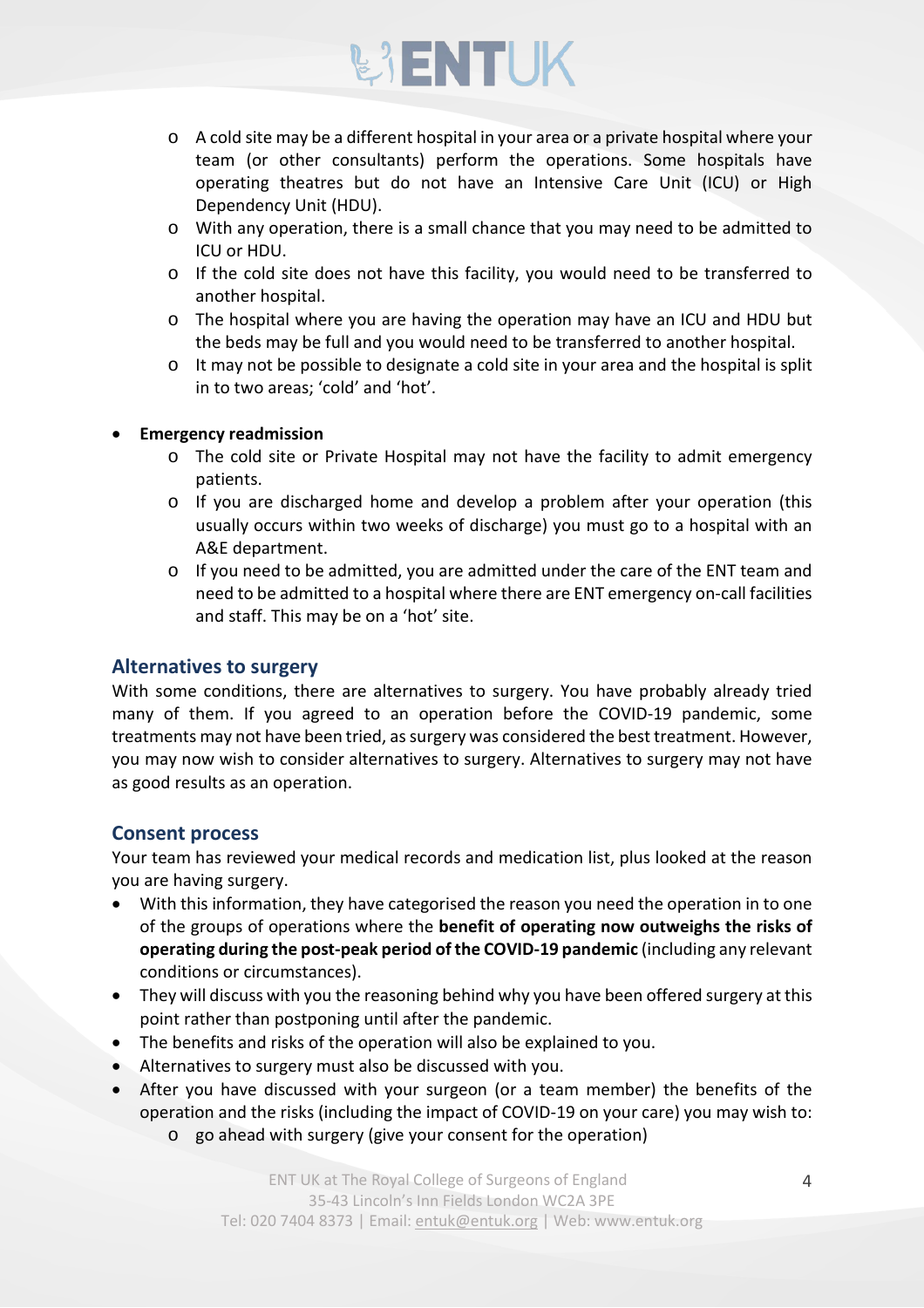- A cold site may be a different hospital in your area or a private hospital where your team (or other consultants) perform the operations. Some hospitals have operating theatres but do not have an Intensive Care Unit (ICU) or High Dependency Unit (HDU).
  - With any operation, there is a small chance that you may need to be admitted to ICU or HDU.
  - If the cold site does not have this facility, you would need to be transferred to another hospital.
  - The hospital where you are having the operation may have an ICU and HDU but the beds may be full and you would need to be transferred to another hospital.
  - It may not be possible to designate a cold site in your area and the hospital is split in to two areas; 'cold' and 'hot'.

- **Emergency readmission**
  - The cold site or Private Hospital may not have the facility to admit emergency patients.
  - If you are discharged home and develop a problem after your operation (this usually occurs within two weeks of discharge) you must go to a hospital with an A&E department.
  - If you need to be admitted, you are admitted under the care of the ENT team and need to be admitted to a hospital where there are ENT emergency on-call facilities and staff. This may be on a 'hot' site.

## Alternatives to surgery

With some conditions, there are alternatives to surgery. You have probably already tried many of them. If you agreed to an operation before the COVID-19 pandemic, some treatments may not have been tried, as surgery was considered the best treatment. However, you may now wish to consider alternatives to surgery. Alternatives to surgery may not have as good results as an operation.

## Consent process

Your team has reviewed your medical records and medication list, plus looked at the reason you are having surgery.

- With this information, they have categorised the reason you need the operation in to one of the groups of operations where the **benefit of operating now outweighs the risks of operating during the post-peak period of the COVID-19 pandemic** (including any relevant conditions or circumstances).
- They will discuss with you the reasoning behind why you have been offered surgery at this point rather than postponing until after the pandemic.
- The benefits and risks of the operation will also be explained to you.
- Alternatives to surgery must also be discussed with you.
- After you have discussed with your surgeon (or a team member) the benefits of the operation and the risks (including the impact of COVID-19 on your care) you may wish to:
  - go ahead with surgery (give your consent for the operation)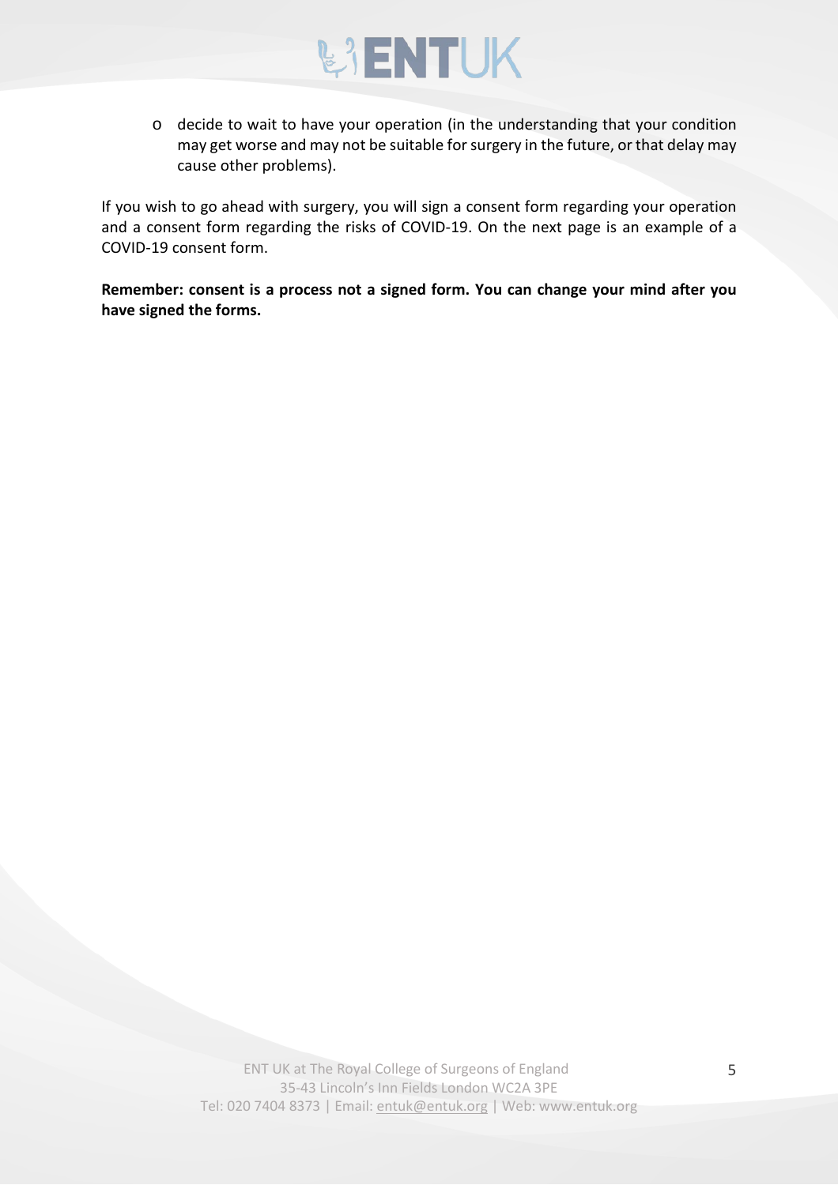- decide to wait to have your operation (in the understanding that your condition may get worse and may not be suitable for surgery in the future, or that delay may cause other problems).

If you wish to go ahead with surgery, you will sign a consent form regarding your operation and a consent form regarding the risks of COVID-19. On the next page is an example of a COVID-19 consent form.

**Remember: consent is a process not a signed form. You can change your mind after you have signed the forms.**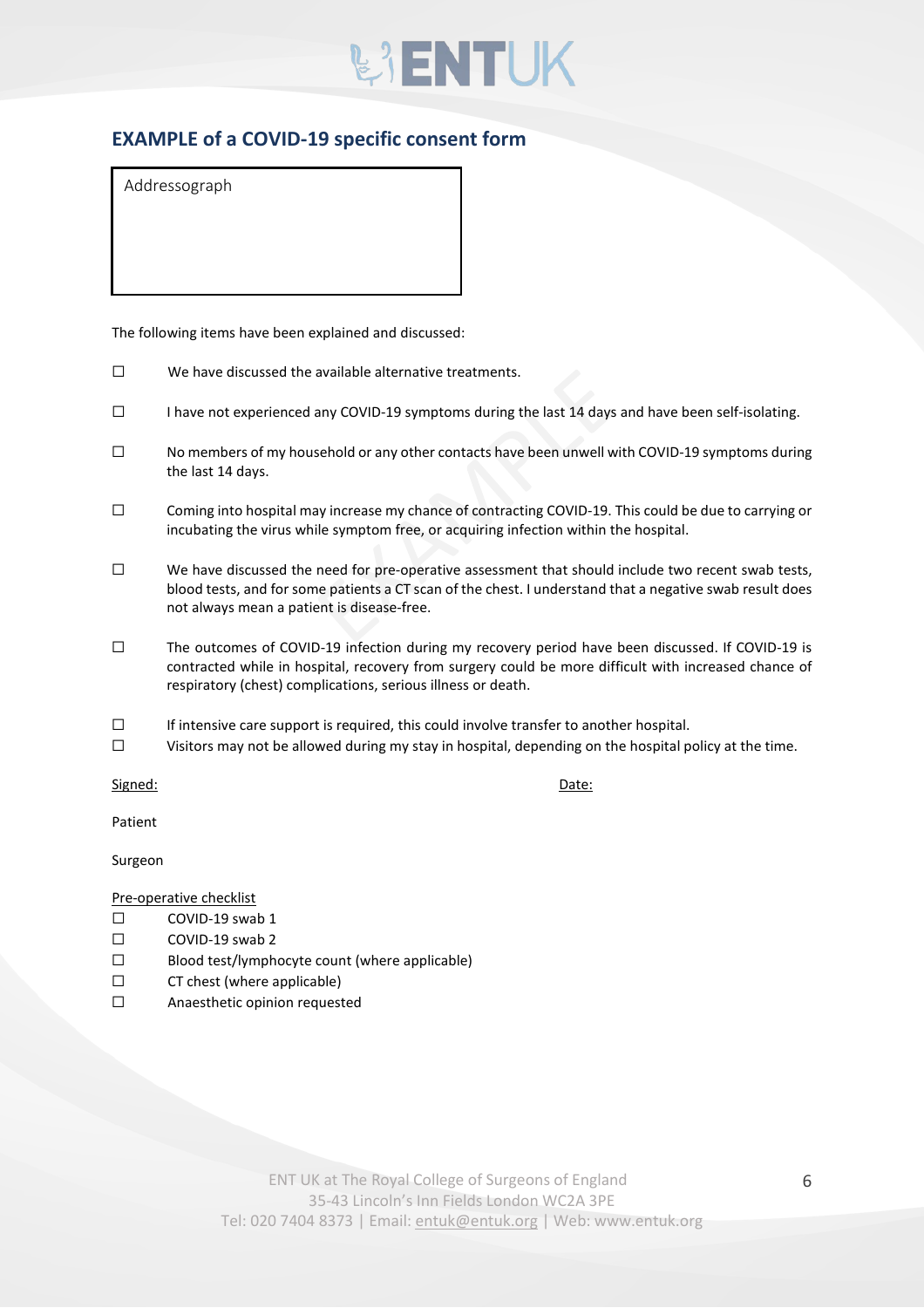## EXAMPLE of a COVID-19 specific consent form

| Addressograph |
|---|
| |

The following items have been explained and discussed:

- ☐ We have discussed the available alternative treatments.
- ☐ I have not experienced any COVID-19 symptoms during the last 14 days and have been self-isolating.
- ☐ No members of my household or any other contacts have been unwell with COVID-19 symptoms during the last 14 days.
- ☐ Coming into hospital may increase my chance of contracting COVID-19. This could be due to carrying or incubating the virus while symptom free, or acquiring infection within the hospital.
- ☐ We have discussed the need for pre-operative assessment that should include two recent swab tests, blood tests, and for some patients a CT scan of the chest. I understand that a negative swab result does not always mean a patient is disease-free.
- ☐ The outcomes of COVID-19 infection during my recovery period have been discussed. If COVID-19 is contracted while in hospital, recovery from surgery could be more difficult with increased chance of respiratory (chest) complications, serious illness or death.
- ☐ If intensive care support is required, this could involve transfer to another hospital.
- ☐ Visitors may not be allowed during my stay in hospital, depending on the hospital policy at the time.

Signed: Date:

Patient

Surgeon

Pre-operative checklist

- ☐ COVID-19 swab 1
- ☐ COVID-19 swab 2
- ☐ Blood test/lymphocyte count (where applicable)
- ☐ CT chest (where applicable)
- ☐ Anaesthetic opinion requested

ENT UK at The Royal College of Surgeons of England
35-43 Lincoln's Inn Fields London WC2A 3PE
Tel: 020 7404 8373 | Email: entuk@entuk.org | Web: www.entuk.org